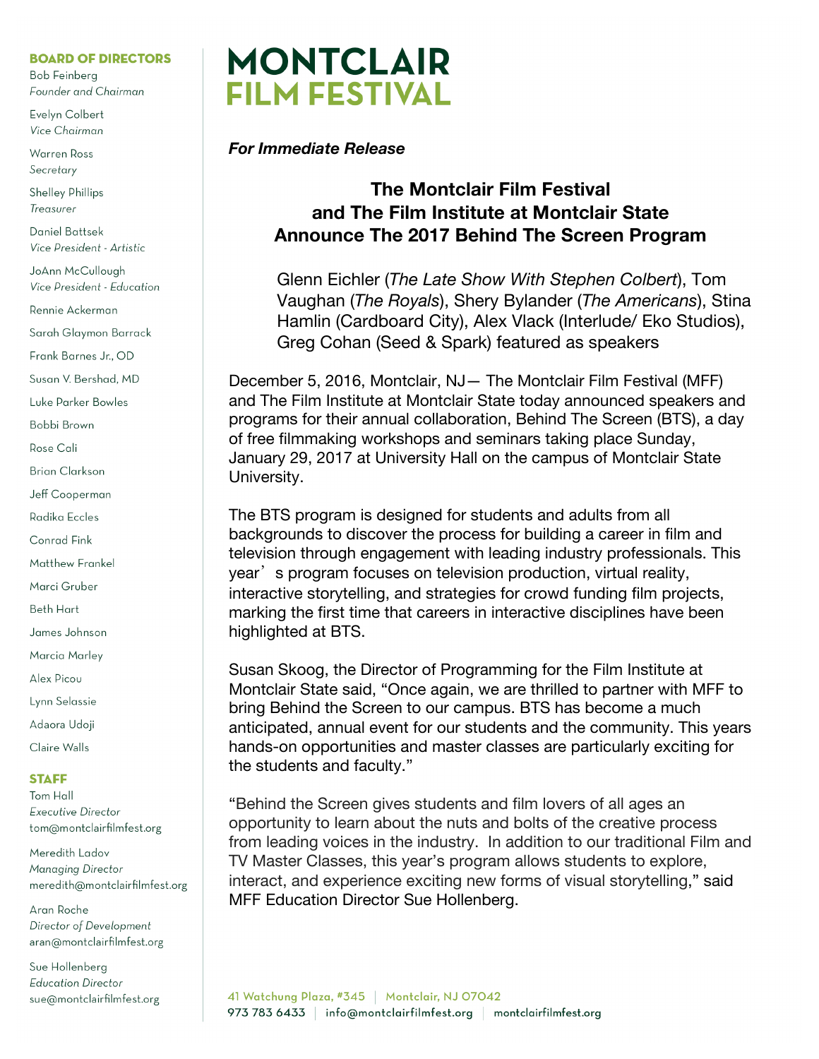**BOARD OF DIRECTORS**

Bob Feinberg
*Founder and Chairman*

Evelyn Colbert
*Vice Chairman*

Warren Ross
*Secretary*

Shelley Phillips
*Treasurer*

Daniel Battsek
*Vice President - Artistic*

JoAnn McCullough
*Vice President - Education*

Rennie Ackerman

Sarah Glaymon Barrack

Frank Barnes Jr., OD

Susan V. Bershad, MD

Luke Parker Bowles

Bobbi Brown

Rose Cali

Brian Clarkson

Jeff Cooperman

Radika Eccles

Conrad Fink

Matthew Frankel

Marci Gruber

Beth Hart

James Johnson

Marcia Marley

Alex Picou

Lynn Selassie

Adaora Udoji

Claire Walls

**STAFF**

Tom Hall
*Executive Director*
tom@montclairfilmfest.org

Meredith Ladov
*Managing Director*
meredith@montclairfilmfest.org

Aran Roche
*Director of Development*
aran@montclairfilmfest.org

Sue Hollenberg
*Education Director*
sue@montclairfilmfest.org

# MONTCLAIR FILM FESTIVAL

***For Immediate Release***

## The Montclair Film Festival and The Film Institute at Montclair State Announce The 2017 Behind The Screen Program

Glenn Eichler (*The Late Show With Stephen Colbert*), Tom Vaughan (*The Royals*), Shery Bylander (*The Americans*), Stina Hamlin (Cardboard City), Alex Vlack (Interlude/ Eko Studios), Greg Cohan (Seed & Spark) featured as speakers

December 5, 2016, Montclair, NJ— The Montclair Film Festival (MFF) and The Film Institute at Montclair State today announced speakers and programs for their annual collaboration, Behind The Screen (BTS), a day of free filmmaking workshops and seminars taking place Sunday, January 29, 2017 at University Hall on the campus of Montclair State University.

The BTS program is designed for students and adults from all backgrounds to discover the process for building a career in film and television through engagement with leading industry professionals. This year's program focuses on television production, virtual reality, interactive storytelling, and strategies for crowd funding film projects, marking the first time that careers in interactive disciplines have been highlighted at BTS.

Susan Skoog, the Director of Programming for the Film Institute at Montclair State said, "Once again, we are thrilled to partner with MFF to bring Behind the Screen to our campus. BTS has become a much anticipated, annual event for our students and the community. This years hands-on opportunities and master classes are particularly exciting for the students and faculty."

"Behind the Screen gives students and film lovers of all ages an opportunity to learn about the nuts and bolts of the creative process from leading voices in the industry. In addition to our traditional Film and TV Master Classes, this year's program allows students to explore, interact, and experience exciting new forms of visual storytelling," said MFF Education Director Sue Hollenberg.

41 Watchung Plaza, #345 | Montclair, NJ 07042
973 783 6433 | info@montclairfilmfest.org | montclairfilmfest.org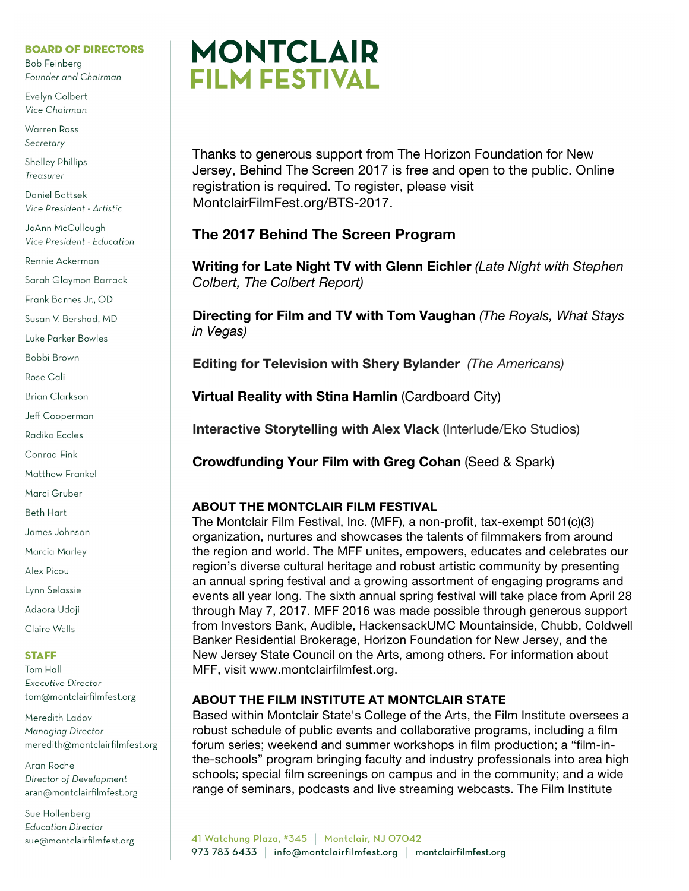**BOARD OF DIRECTORS**

Bob Feinberg
*Founder and Chairman*

Evelyn Colbert
*Vice Chairman*

Warren Ross
*Secretary*

Shelley Phillips
*Treasurer*

Daniel Battsek
*Vice President - Artistic*

JoAnn McCullough
*Vice President - Education*

Rennie Ackerman

Sarah Glaymon Barrack

Frank Barnes Jr., OD

Susan V. Bershad, MD

Luke Parker Bowles

Bobbi Brown

Rose Cali

Brian Clarkson

Jeff Cooperman

Radika Eccles

Conrad Fink

Matthew Frankel

Marci Gruber

Beth Hart

James Johnson

Marcia Marley

Alex Picou

Lynn Selassie

Adaora Udoji

Claire Walls

**STAFF**

Tom Hall
*Executive Director*
tom@montclairfilmfest.org

Meredith Ladov
*Managing Director*
meredith@montclairfilmfest.org

Aran Roche
*Director of Development*
aran@montclairfilmfest.org

Sue Hollenberg
*Education Director*
sue@montclairfilmfest.org

# MONTCLAIR FILM FESTIVAL

Thanks to generous support from The Horizon Foundation for New Jersey, Behind The Screen 2017 is free and open to the public. Online registration is required. To register, please visit MontclairFilmFest.org/BTS-2017.

## The 2017 Behind The Screen Program

**Writing for Late Night TV with Glenn Eichler** *(Late Night with Stephen Colbert, The Colbert Report)*

**Directing for Film and TV with Tom Vaughan** *(The Royals, What Stays in Vegas)*

**Editing for Television with Shery Bylander** *(The Americans)*

**Virtual Reality with Stina Hamlin** (Cardboard City)

**Interactive Storytelling with Alex Vlack** (Interlude/Eko Studios)

**Crowdfunding Your Film with Greg Cohan** (Seed & Spark)

**ABOUT THE MONTCLAIR FILM FESTIVAL**

The Montclair Film Festival, Inc. (MFF), a non-profit, tax-exempt 501(c)(3) organization, nurtures and showcases the talents of filmmakers from around the region and world. The MFF unites, empowers, educates and celebrates our region's diverse cultural heritage and robust artistic community by presenting an annual spring festival and a growing assortment of engaging programs and events all year long. The sixth annual spring festival will take place from April 28 through May 7, 2017. MFF 2016 was made possible through generous support from Investors Bank, Audible, HackensackUMC Mountainside, Chubb, Coldwell Banker Residential Brokerage, Horizon Foundation for New Jersey, and the New Jersey State Council on the Arts, among others. For information about MFF, visit www.montclairfilmfest.org.

**ABOUT THE FILM INSTITUTE AT MONTCLAIR STATE**

Based within Montclair State's College of the Arts, the Film Institute oversees a robust schedule of public events and collaborative programs, including a film forum series; weekend and summer workshops in film production; a "film-in-the-schools" program bringing faculty and industry professionals into area high schools; special film screenings on campus and in the community; and a wide range of seminars, podcasts and live streaming webcasts. The Film Institute

41 Watchung Plaza, #345 | Montclair, NJ 07042
973 783 6433 | info@montclairfilmfest.org | montclairfilmfest.org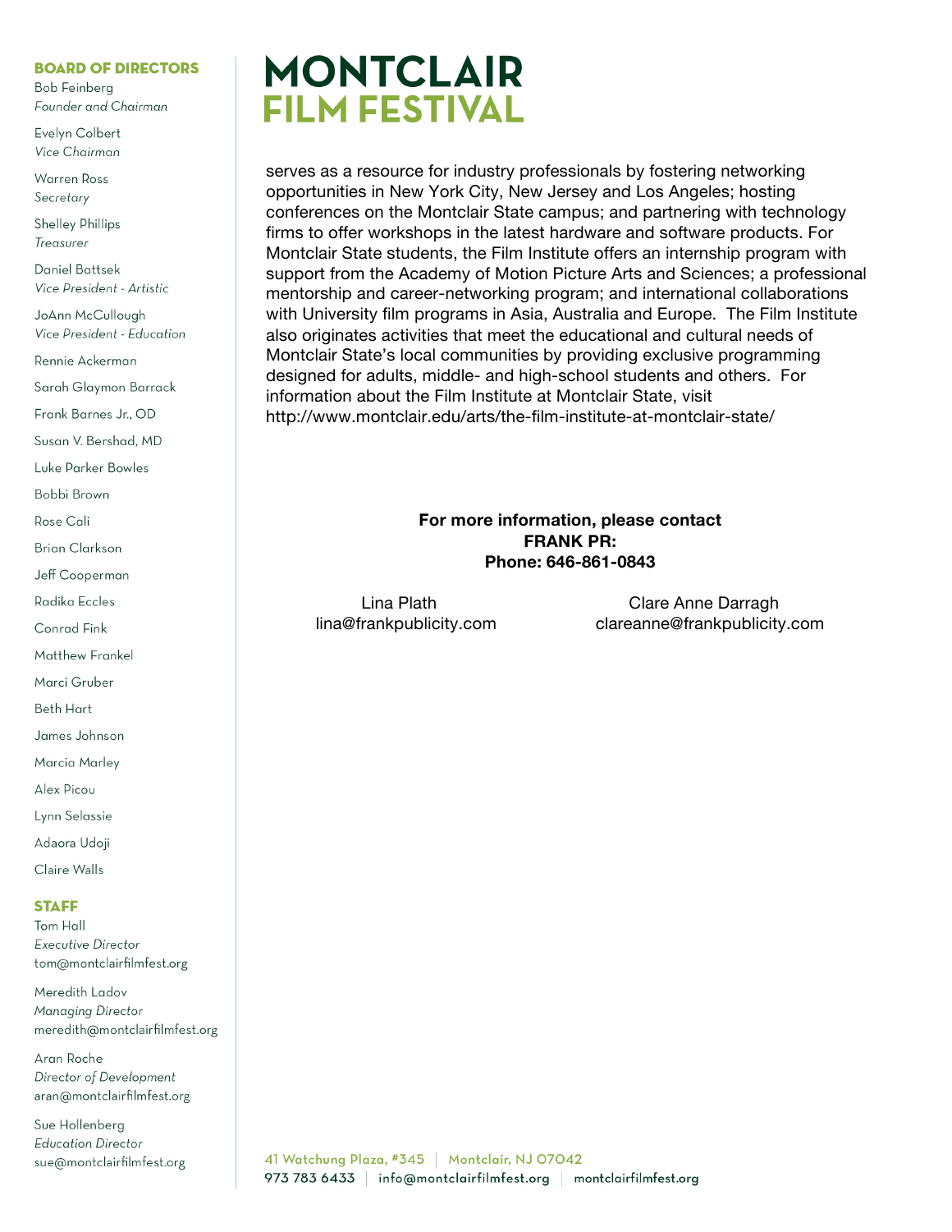# MONTCLAIR FILM FESTIVAL

serves as a resource for industry professionals by fostering networking opportunities in New York City, New Jersey and Los Angeles; hosting conferences on the Montclair State campus; and partnering with technology firms to offer workshops in the latest hardware and software products. For Montclair State students, the Film Institute offers an internship program with support from the Academy of Motion Picture Arts and Sciences; a professional mentorship and career-networking program; and international collaborations with University film programs in Asia, Australia and Europe. The Film Institute also originates activities that meet the educational and cultural needs of Montclair State's local communities by providing exclusive programming designed for adults, middle- and high-school students and others. For information about the Film Institute at Montclair State, visit http://www.montclair.edu/arts/the-film-institute-at-montclair-state/

**For more information, please contact**
**FRANK PR:**
**Phone: 646-861-0843**

Lina Plath
lina@frankpublicity.com

Clare Anne Darragh
clareanne@frankpublicity.com

## BOARD OF DIRECTORS

Bob Feinberg
*Founder and Chairman*

Evelyn Colbert
*Vice Chairman*

Warren Ross
*Secretary*

Shelley Phillips
*Treasurer*

Daniel Battsek
*Vice President - Artistic*

JoAnn McCullough
*Vice President - Education*

Rennie Ackerman

Sarah Glaymon Barrack

Frank Barnes Jr., OD

Susan V. Bershad, MD

Luke Parker Bowles

Bobbi Brown

Rose Cali

Brian Clarkson

Jeff Cooperman

Radika Eccles

Conrad Fink

Matthew Frankel

Marci Gruber

Beth Hart

James Johnson

Marcia Marley

Alex Picou

Lynn Selassie

Adaora Udoji

Claire Walls

## STAFF

Tom Hall
*Executive Director*
tom@montclairfilmfest.org

Meredith Ladov
*Managing Director*
meredith@montclairfilmfest.org

Aran Roche
*Director of Development*
aran@montclairfilmfest.org

Sue Hollenberg
*Education Director*
sue@montclairfilmfest.org

41 Watchung Plaza, #345 | Montclair, NJ 07042
973 783 6433 | info@montclairfilmfest.org | montclairfilmfest.org